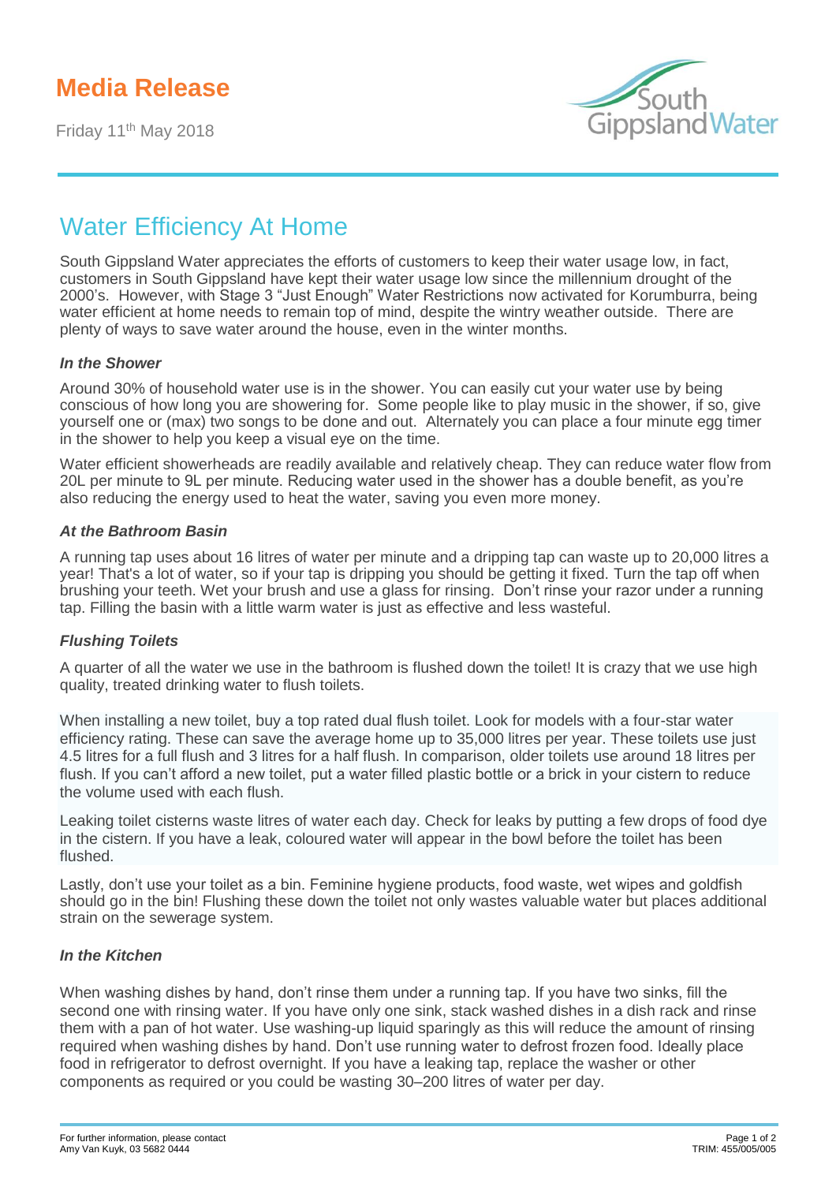# Media Release

Friday 11th May 2018

## Water Efficiency At Home

South Gippsland Water appreciates the efforts of customers to keep their water usage low, in fact, customers in South Gippsland have kept their water usage low since the millennium drought of the 2000's. However, with Stage 3 "Just Enough" Water Restrictions now activated for Korumburra, being water efficient at home needs to remain top of mind, despite the wintry weather outside. There are plenty of ways to save water around the house, even in the winter months.

### *In the Shower*

Around 30% of household water use is in the shower. You can easily cut your water use by being conscious of how long you are showering for. Some people like to play music in the shower, if so, give yourself one or (max) two songs to be done and out. Alternately you can place a four minute egg timer in the shower to help you keep a visual eye on the time.

Water efficient showerheads are readily available and relatively cheap. They can reduce water flow from 20L per minute to 9L per minute. Reducing water used in the shower has a double benefit, as you're also reducing the energy used to heat the water, saving you even more money.

### *At the Bathroom Basin*

A running tap uses about 16 litres of water per minute and a dripping tap can waste up to 20,000 litres a year! That's a lot of water, so if your tap is dripping you should be getting it fixed. Turn the tap off when brushing your teeth. Wet your brush and use a glass for rinsing. Don't rinse your razor under a running tap. Filling the basin with a little warm water is just as effective and less wasteful.

### *Flushing Toilets*

A quarter of all the water we use in the bathroom is flushed down the toilet! It is crazy that we use high quality, treated drinking water to flush toilets.

When installing a new toilet, buy a top rated dual flush toilet. Look for models with a four-star water efficiency rating. These can save the average home up to 35,000 litres per year. These toilets use just 4.5 litres for a full flush and 3 litres for a half flush. In comparison, older toilets use around 18 litres per flush. If you can't afford a new toilet, put a water filled plastic bottle or a brick in your cistern to reduce the volume used with each flush.

Leaking toilet cisterns waste litres of water each day. Check for leaks by putting a few drops of food dye in the cistern. If you have a leak, coloured water will appear in the bowl before the toilet has been flushed.

Lastly, don't use your toilet as a bin. Feminine hygiene products, food waste, wet wipes and goldfish should go in the bin! Flushing these down the toilet not only wastes valuable water but places additional strain on the sewerage system.

### *In the Kitchen*

When washing dishes by hand, don't rinse them under a running tap. If you have two sinks, fill the second one with rinsing water. If you have only one sink, stack washed dishes in a dish rack and rinse them with a pan of hot water. Use washing-up liquid sparingly as this will reduce the amount of rinsing required when washing dishes by hand. Don't use running water to defrost frozen food. Ideally place food in refrigerator to defrost overnight. If you have a leaking tap, replace the washer or other components as required or you could be wasting 30–200 litres of water per day.

For further information, please contact
Amy Van Kuyk, 03 5682 0444

TRIM: 455/005/005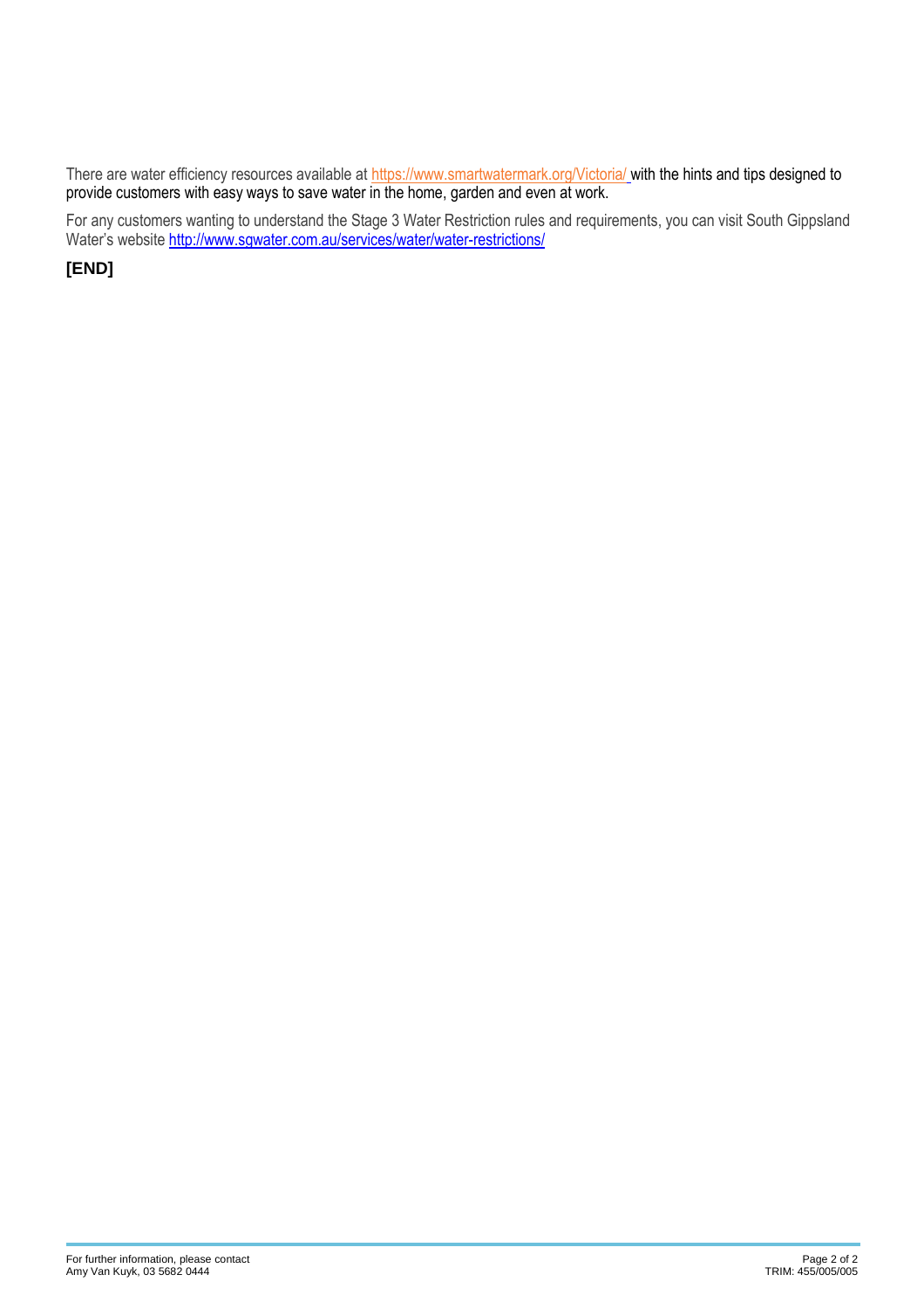There are water efficiency resources available at https://www.smartwatermark.org/Victoria/ with the hints and tips designed to provide customers with easy ways to save water in the home, garden and even at work.

For any customers wanting to understand the Stage 3 Water Restriction rules and requirements, you can visit South Gippsland Water's website http://www.sgwater.com.au/services/water/water-restrictions/

**[END]**